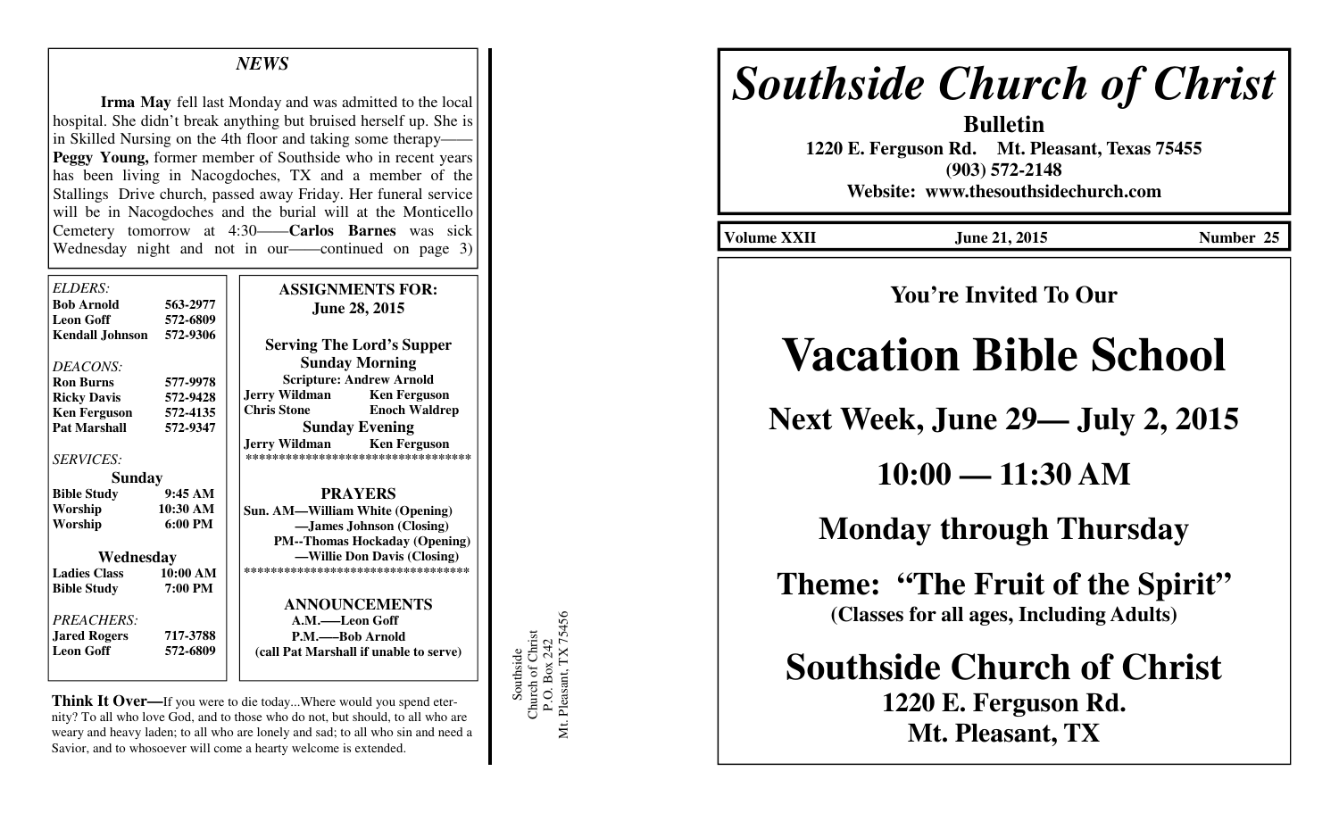## *NEWS*

**Irma May** fell last Monday and was admitted to the local hospital. She didn't break anything but bruised herself up. She is in Skilled Nursing on the 4th floor and taking some therapy——**Peggy Young,** former member of Southside who in recent years has been living in Nacogdoches, TX and a member of the Stallings Drive church, passed away Friday. Her funeral service will be in Nacogdoches and the burial will at the Monticello Cemetery tomorrow at 4:30——**Carlos Barnes** was sick Wednesday night and not in our——continued on page 3)

*ELDERS:*

| | |
|---|---|
| **Bob Arnold** | **563-2977** |
| **Leon Goff** | **572-6809** |
| **Kendall Johnson** | **572-9306** |

*DEACONS:*

| | |
|---|---|
| **Ron Burns** | **577-9978** |
| **Ricky Davis** | **572-9428** |
| **Ken Ferguson** | **572-4135** |
| **Pat Marshall** | **572-9347** |

*SERVICES:*

**Sunday**

| | |
|---|---|
| **Bible Study** | **9:45 AM** |
| **Worship** | **10:30 AM** |
| **Worship** | **6:00 PM** |

**Wednesday**

| | |
|---|---|
| **Ladies Class** | **10:00 AM** |
| **Bible Study** | **7:00 PM** |

*PREACHERS:*

| | |
|---|---|
| **Jared Rogers** | **717-3788** |
| **Leon Goff** | **572-6809** |

**ASSIGNMENTS FOR: June 28, 2015**

**Serving The Lord's Supper**

**Sunday Morning**

**Scripture: Andrew Arnold**

| | |
|---|---|
| **Jerry Wildman** | **Ken Ferguson** |
| **Chris Stone** | **Enoch Waldrep** |

**Sunday Evening**

| | |
|---|---|
| **Jerry Wildman** | **Ken Ferguson** |

**********************************

**PRAYERS**

**Sun. AM—William White (Opening)**
**—James Johnson (Closing)**
**PM--Thomas Hockaday (Opening)**
**—Willie Don Davis (Closing)**

**********************************

**ANNOUNCEMENTS**

**A.M.—–Leon Goff**
**P.M.—–Bob Arnold**
**(call Pat Marshall if unable to serve)**

**Think It Over—**If you were to die today...Where would you spend eternity? To all who love God, and to those who do not, but should, to all who are weary and heavy laden; to all who are lonely and sad; to all who sin and need a Savior, and to whosoever will come a hearty welcome is extended.

Southside
Church of Christ
P.O. Box 242
Mt. Pleasant, TX 75456

# *Southside Church of Christ*

**Bulletin**
**1220 E. Ferguson Rd. Mt. Pleasant, Texas 75455**
**(903) 572-2148**
**Website: www.thesouthsidechurch.com**

**Volume XXII** | **June 21, 2015** | **Number 25**

**You're Invited To Our**

# Vacation Bible School

## Next Week, June 29— July 2, 2015

## 10:00 — 11:30 AM

## Monday through Thursday

## Theme: "The Fruit of the Spirit"

**(Classes for all ages, Including Adults)**

## Southside Church of Christ

**1220 E. Ferguson Rd.**
**Mt. Pleasant, TX**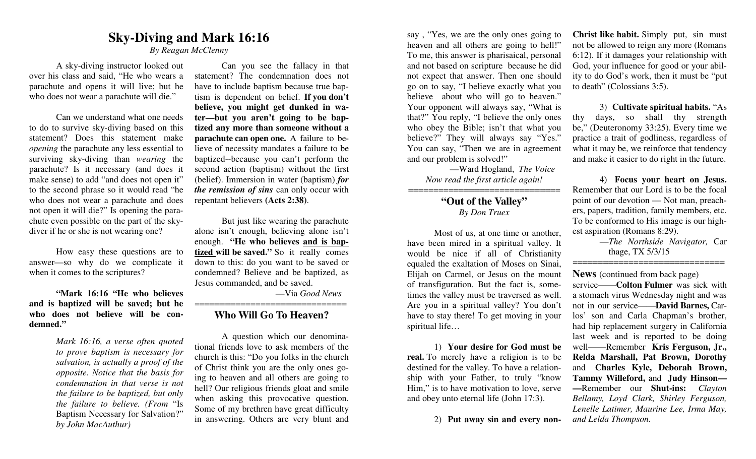# Sky-Diving and Mark 16:16

*By Reagan McClenny*

A sky-diving instructor looked out over his class and said, "He who wears a parachute and opens it will live; but he who does not wear a parachute will die."

Can we understand what one needs to do to survive sky-diving based on this statement? Does this statement make *opening* the parachute any less essential to surviving sky-diving than *wearing* the parachute? Is it necessary (and does it make sense) to add "and does not open it" to the second phrase so it would read "he who does not wear a parachute and does not open it will die?" Is opening the parachute even possible on the part of the sky-diver if he or she is not wearing one?

How easy these questions are to answer—so why do we complicate it when it comes to the scriptures?

**"Mark 16:16 "He who believes and is baptized will be saved; but he who does not believe will be condemned."**

> *Mark 16:16, a verse often quoted to prove baptism is necessary for salvation, is actually a proof of the opposite. Notice that the basis for condemnation in that verse is not the failure to be baptized, but only the failure to believe. (From* "Is Baptism Necessary for Salvation?" *by John MacAuthur)*

Can you see the fallacy in that statement? The condemnation does not have to include baptism because true baptism is dependent on belief. **If you don't believe, you might get dunked in water—but you aren't going to be baptized any more than someone without a parachute can open one.** A failure to believe of necessity mandates a failure to be baptized--because you can't perform the second action (baptism) without the first (belief). Immersion in water (baptism) ***for the remission of sins*** can only occur with repentant believers **(Acts 2:38)**.

But just like wearing the parachute alone isn't enough, believing alone isn't enough. **"He who believes <u>and is baptized</u> will be saved."** So it really comes down to this: do you want to be saved or condemned? Believe and be baptized, as Jesus commanded, and be saved.

—Via *Good News*

==============================

## Who Will Go To Heaven?

A question which our denominational friends love to ask members of the church is this: "Do you folks in the church of Christ think you are the only ones going to heaven and all others are going to hell? Our religious friends gloat and smile when asking this provocative question. Some of my brethren have great difficulty in answering. Others are very blunt and say , "Yes, we are the only ones going to heaven and all others are going to hell!" To me, this answer is pharisaical, personal and not based on scripture because he did not expect that answer. Then one should go on to say, "I believe exactly what you believe about who will go to heaven." Your opponent will always say, "What is that?" You reply, "I believe the only ones who obey the Bible; isn't that what you believe?" They will always say "Yes." You can say, "Then we are in agreement and our problem is solved!"

—Ward Hogland, *The Voice*

*Now read the first article again!*

==============================

## "Out of the Valley"

*By Don Truex*

Most of us, at one time or another, have been mired in a spiritual valley. It would be nice if all of Christianity equaled the exaltation of Moses on Sinai, Elijah on Carmel, or Jesus on the mount of transfiguration. But the fact is, sometimes the valley must be traversed as well. Are you in a spiritual valley? You don't have to stay there! To get moving in your spiritual life…

1) **Your desire for God must be real.** To merely have a religion is to be destined for the valley. To have a relationship with your Father, to truly "know Him," is to have motivation to love, serve and obey unto eternal life (John 17:3).

2) **Put away sin and every non-Christ like habit.** Simply put, sin must not be allowed to reign any more (Romans 6:12). If it damages your relationship with God, your influence for good or your ability to do God's work, then it must be "put to death" (Colossians 3:5).

3) **Cultivate spiritual habits.** "As thy days, so shall thy strength be," (Deuteronomy 33:25). Every time we practice a trait of godliness, regardless of what it may be, we reinforce that tendency and make it easier to do right in the future.

4) **Focus your heart on Jesus.** Remember that our Lord is to be the focal point of our devotion — Not man, preachers, papers, tradition, family members, etc. To be conformed to His image is our highest aspiration (Romans 8:29).

—*The Northside Navigator,* Carthage, TX 5/3/15

==============================

**News** (continued from back page)

service——**Colton Fulmer** was sick with a stomach virus Wednesday night and was not in our service——**David Barnes,** Carlos' son and Carla Chapman's brother, had hip replacement surgery in California last week and is reported to be doing well——Remember **Kris Ferguson, Jr., Relda Marshall, Pat Brown, Dorothy** and **Charles Kyle, Deborah Brown, Tammy Willeford,** and **Judy Hinson——**Remember our **Shut-ins:** *Clayton Bellamy, Loyd Clark, Shirley Ferguson, Lenelle Latimer, Maurine Lee, Irma May, and Lelda Thompson.*